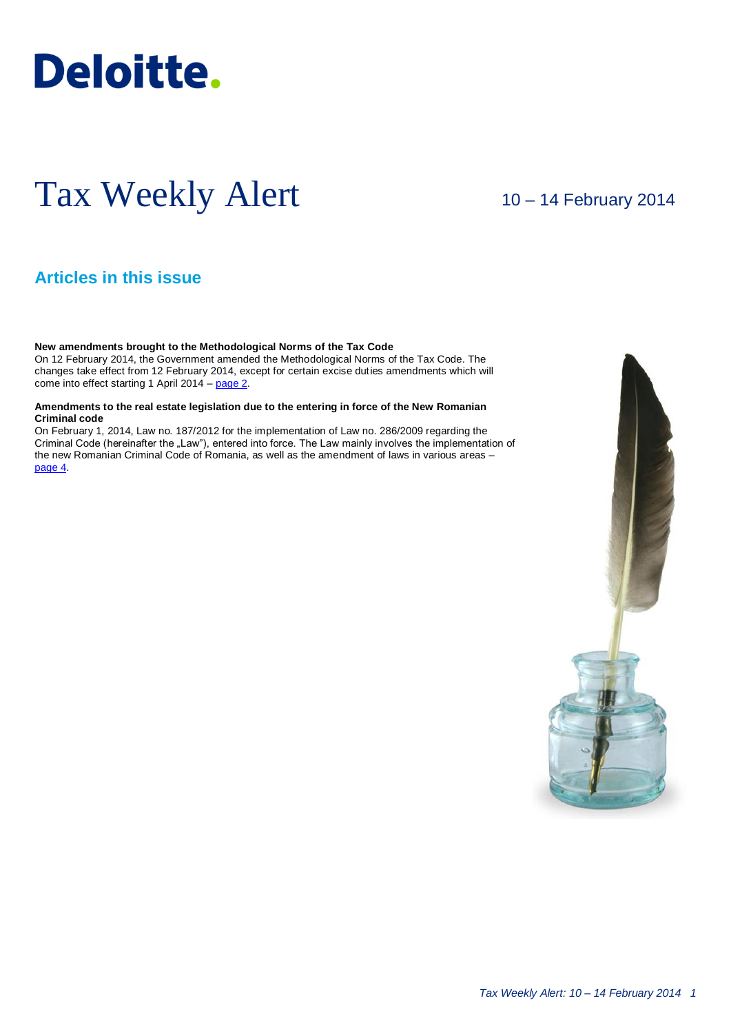Deloitte.

# Tax Weekly Alert

10 – 14 February 2014

## Articles in this issue

**New amendments brought to the Methodological Norms of the Tax Code**
On 12 February 2014, the Government amended the Methodological Norms of the Tax Code. The changes take effect from 12 February 2014, except for certain excise duties amendments which will come into effect starting 1 April 2014 – page 2.

**Amendments to the real estate legislation due to the entering in force of the New Romanian Criminal code**
On February 1, 2014, Law no. 187/2012 for the implementation of Law no. 286/2009 regarding the Criminal Code (hereinafter the „Law"), entered into force. The Law mainly involves the implementation of the new Romanian Criminal Code of Romania, as well as the amendment of laws in various areas – page 4.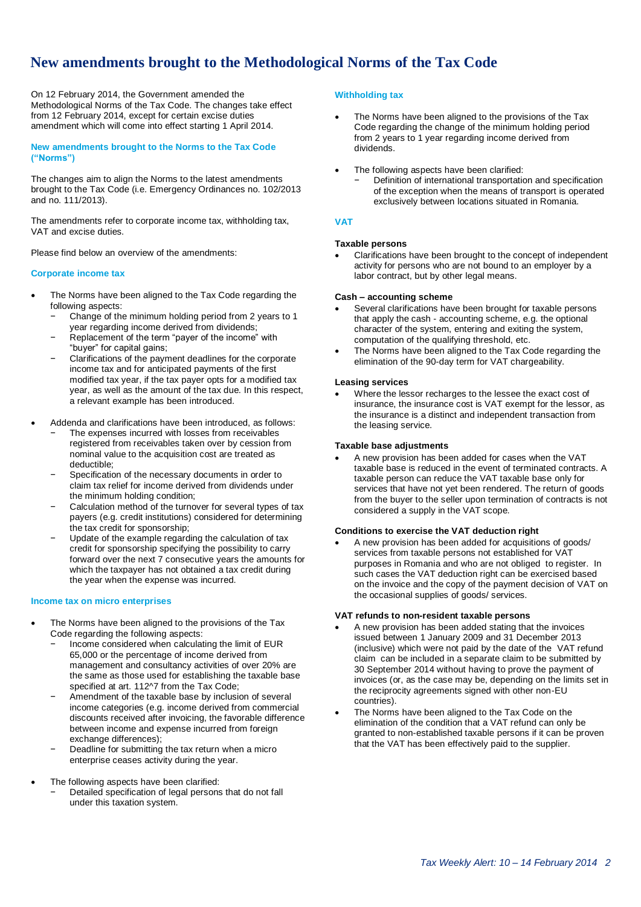# New amendments brought to the Methodological Norms of the Tax Code

On 12 February 2014, the Government amended the Methodological Norms of the Tax Code. The changes take effect from 12 February 2014, except for certain excise duties amendment which will come into effect starting 1 April 2014.

### New amendments brought to the Norms to the Tax Code ("Norms")

The changes aim to align the Norms to the latest amendments brought to the Tax Code (i.e. Emergency Ordinances no. 102/2013 and no. 111/2013).

The amendments refer to corporate income tax, withholding tax, VAT and excise duties.

Please find below an overview of the amendments:

### Corporate income tax

- The Norms have been aligned to the Tax Code regarding the following aspects:
  - Change of the minimum holding period from 2 years to 1 year regarding income derived from dividends;
  - Replacement of the term "payer of the income" with "buyer" for capital gains;
  - Clarifications of the payment deadlines for the corporate income tax and for anticipated payments of the first modified tax year, if the tax payer opts for a modified tax year, as well as the amount of the tax due. In this respect, a relevant example has been introduced.
- Addenda and clarifications have been introduced, as follows:
  - The expenses incurred with losses from receivables registered from receivables taken over by cession from nominal value to the acquisition cost are treated as deductible;
  - Specification of the necessary documents in order to claim tax relief for income derived from dividends under the minimum holding condition;
  - Calculation method of the turnover for several types of tax payers (e.g. credit institutions) considered for determining the tax credit for sponsorship;
  - Update of the example regarding the calculation of tax credit for sponsorship specifying the possibility to carry forward over the next 7 consecutive years the amounts for which the taxpayer has not obtained a tax credit during the year when the expense was incurred.

### Income tax on micro enterprises

- The Norms have been aligned to the provisions of the Tax Code regarding the following aspects:
  - Income considered when calculating the limit of EUR 65,000 or the percentage of income derived from management and consultancy activities of over 20% are the same as those used for establishing the taxable base specified at art. 112^7 from the Tax Code;
  - Amendment of the taxable base by inclusion of several income categories (e.g. income derived from commercial discounts received after invoicing, the favorable difference between income and expense incurred from foreign exchange differences);
  - Deadline for submitting the tax return when a micro enterprise ceases activity during the year.
- The following aspects have been clarified:
  - Detailed specification of legal persons that do not fall under this taxation system.

### Withholding tax

- The Norms have been aligned to the provisions of the Tax Code regarding the change of the minimum holding period from 2 years to 1 year regarding income derived from dividends.
- The following aspects have been clarified:
  - Definition of international transportation and specification of the exception when the means of transport is operated exclusively between locations situated in Romania.

### VAT

**Taxable persons**

- Clarifications have been brought to the concept of independent activity for persons who are not bound to an employer by a labor contract, but by other legal means.

**Cash – accounting scheme**

- Several clarifications have been brought for taxable persons that apply the cash - accounting scheme, e.g. the optional character of the system, entering and exiting the system, computation of the qualifying threshold, etc.
- The Norms have been aligned to the Tax Code regarding the elimination of the 90-day term for VAT chargeability.

**Leasing services**

- Where the lessor recharges to the lessee the exact cost of insurance, the insurance cost is VAT exempt for the lessor, as the insurance is a distinct and independent transaction from the leasing service.

**Taxable base adjustments**

- A new provision has been added for cases when the VAT taxable base is reduced in the event of terminated contracts. A taxable person can reduce the VAT taxable base only for services that have not yet been rendered. The return of goods from the buyer to the seller upon termination of contracts is not considered a supply in the VAT scope.

**Conditions to exercise the VAT deduction right**

- A new provision has been added for acquisitions of goods/ services from taxable persons not established for VAT purposes in Romania and who are not obliged to register. In such cases the VAT deduction right can be exercised based on the invoice and the copy of the payment decision of VAT on the occasional supplies of goods/ services.

**VAT refunds to non-resident taxable persons**

- A new provision has been added stating that the invoices issued between 1 January 2009 and 31 December 2013 (inclusive) which were not paid by the date of the VAT refund claim can be included in a separate claim to be submitted by 30 September 2014 without having to prove the payment of invoices (or, as the case may be, depending on the limits set in the reciprocity agreements signed with other non-EU countries).
- The Norms have been aligned to the Tax Code on the elimination of the condition that a VAT refund can only be granted to non-established taxable persons if it can be proven that the VAT has been effectively paid to the supplier.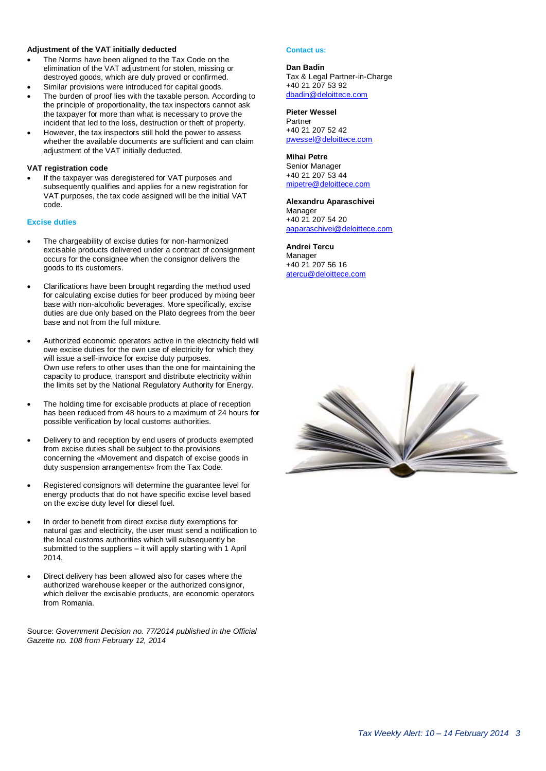### Adjustment of the VAT initially deducted

- The Norms have been aligned to the Tax Code on the elimination of the VAT adjustment for stolen, missing or destroyed goods, which are duly proved or confirmed.
- Similar provisions were introduced for capital goods.
- The burden of proof lies with the taxable person. According to the principle of proportionality, the tax inspectors cannot ask the taxpayer for more than what is necessary to prove the incident that led to the loss, destruction or theft of property.
- However, the tax inspectors still hold the power to assess whether the available documents are sufficient and can claim adjustment of the VAT initially deducted.

### VAT registration code

- If the taxpayer was deregistered for VAT purposes and subsequently qualifies and applies for a new registration for VAT purposes, the tax code assigned will be the initial VAT code.

## Excise duties

- The chargeability of excise duties for non-harmonized excisable products delivered under a contract of consignment occurs for the consignee when the consignor delivers the goods to its customers.

- Clarifications have been brought regarding the method used for calculating excise duties for beer produced by mixing beer base with non-alcoholic beverages. More specifically, excise duties are due only based on the Plato degrees from the beer base and not from the full mixture.

- Authorized economic operators active in the electricity field will owe excise duties for the own use of electricity for which they will issue a self-invoice for excise duty purposes.
  Own use refers to other uses than the one for maintaining the capacity to produce, transport and distribute electricity within the limits set by the National Regulatory Authority for Energy.

- The holding time for excisable products at place of reception has been reduced from 48 hours to a maximum of 24 hours for possible verification by local customs authorities.

- Delivery to and reception by end users of products exempted from excise duties shall be subject to the provisions concerning the «Movement and dispatch of excise goods in duty suspension arrangements» from the Tax Code.

- Registered consignors will determine the guarantee level for energy products that do not have specific excise level based on the excise duty level for diesel fuel.

- In order to benefit from direct excise duty exemptions for natural gas and electricity, the user must send a notification to the local customs authorities which will subsequently be submitted to the suppliers – it will apply starting with 1 April 2014.

- Direct delivery has been allowed also for cases where the authorized warehouse keeper or the authorized consignor, which deliver the excisable products, are economic operators from Romania.

Source: *Government Decision no. 77/2014 published in the Official Gazette no. 108 from February 12, 2014*

## Contact us:

**Dan Badin**
Tax & Legal Partner-in-Charge
+40 21 207 53 92
dbadin@deloittece.com

**Pieter Wessel**
Partner
+40 21 207 52 42
pwessel@deloittece.com

**Mihai Petre**
Senior Manager
+40 21 207 53 44
mipetre@deloittece.com

**Alexandru Aparaschivei**
Manager
+40 21 207 54 20
aaparaschivei@deloittece.com

**Andrei Tercu**
Manager
+40 21 207 56 16
atercu@deloittece.com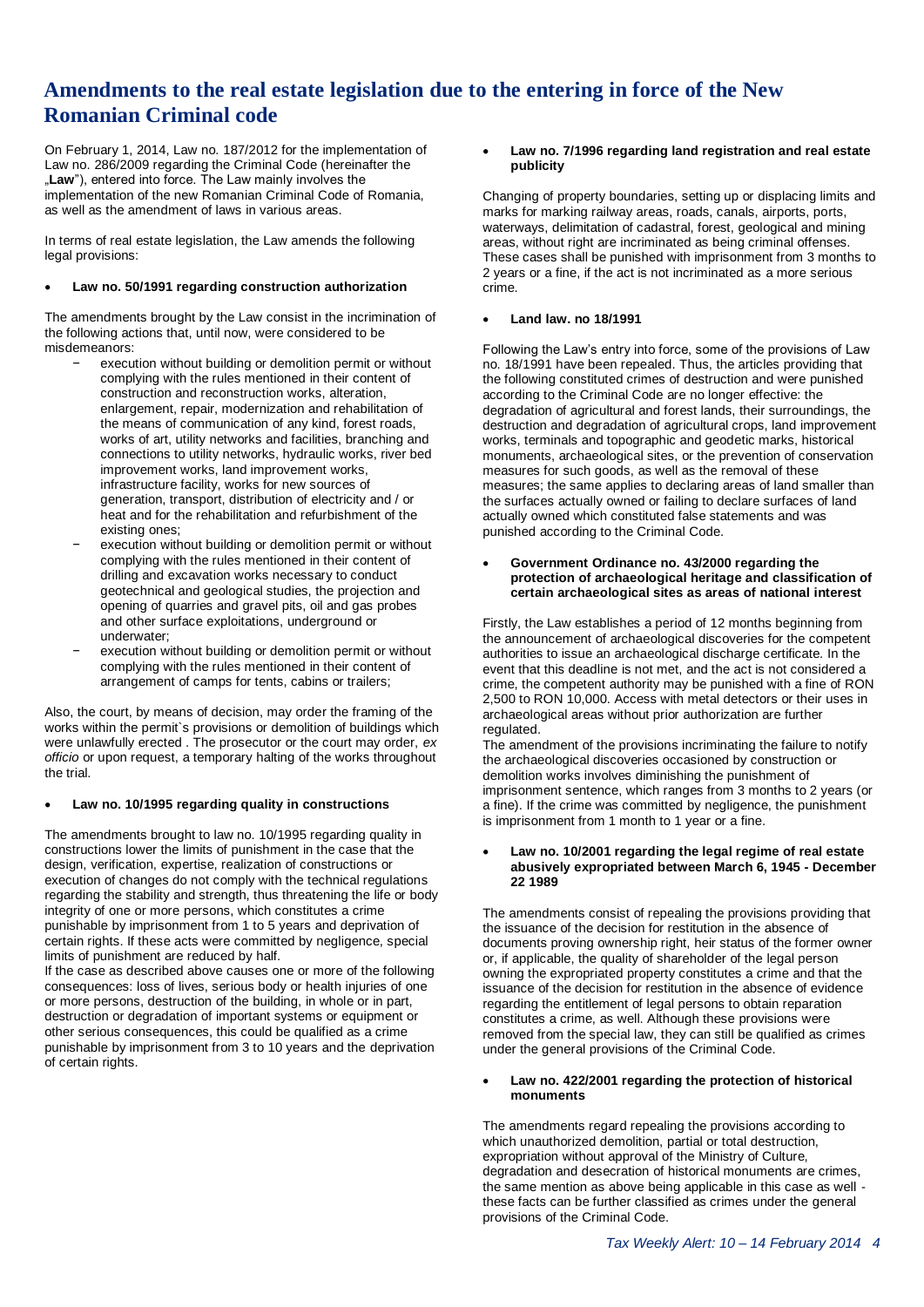# Amendments to the real estate legislation due to the entering in force of the New Romanian Criminal code

On February 1, 2014, Law no. 187/2012 for the implementation of Law no. 286/2009 regarding the Criminal Code (hereinafter the „**Law**"), entered into force. The Law mainly involves the implementation of the new Romanian Criminal Code of Romania, as well as the amendment of laws in various areas.

In terms of real estate legislation, the Law amends the following legal provisions:

- **Law no. 50/1991 regarding construction authorization**

The amendments brought by the Law consist in the incrimination of the following actions that, until now, were considered to be misdemeanors:

- execution without building or demolition permit or without complying with the rules mentioned in their content of construction and reconstruction works, alteration, enlargement, repair, modernization and rehabilitation of the means of communication of any kind, forest roads, works of art, utility networks and facilities, branching and connections to utility networks, hydraulic works, river bed improvement works, land improvement works, infrastructure facility, works for new sources of generation, transport, distribution of electricity and / or heat and for the rehabilitation and refurbishment of the existing ones;
- execution without building or demolition permit or without complying with the rules mentioned in their content of drilling and excavation works necessary to conduct geotechnical and geological studies, the projection and opening of quarries and gravel pits, oil and gas probes and other surface exploitations, underground or underwater;
- execution without building or demolition permit or without complying with the rules mentioned in their content of arrangement of camps for tents, cabins or trailers;

Also, the court, by means of decision, may order the framing of the works within the permit`s provisions or demolition of buildings which were unlawfully erected . The prosecutor or the court may order, *ex officio* or upon request, a temporary halting of the works throughout the trial.

- **Law no. 10/1995 regarding quality in constructions**

The amendments brought to law no. 10/1995 regarding quality in constructions lower the limits of punishment in the case that the design, verification, expertise, realization of constructions or execution of changes do not comply with the technical regulations regarding the stability and strength, thus threatening the life or body integrity of one or more persons, which constitutes a crime punishable by imprisonment from 1 to 5 years and deprivation of certain rights. If these acts were committed by negligence, special limits of punishment are reduced by half.

If the case as described above causes one or more of the following consequences: loss of lives, serious body or health injuries of one or more persons, destruction of the building, in whole or in part, destruction or degradation of important systems or equipment or other serious consequences, this could be qualified as a crime punishable by imprisonment from 3 to 10 years and the deprivation of certain rights.

- **Law no. 7/1996 regarding land registration and real estate publicity**

Changing of property boundaries, setting up or displacing limits and marks for marking railway areas, roads, canals, airports, ports, waterways, delimitation of cadastral, forest, geological and mining areas, without right are incriminated as being criminal offenses. These cases shall be punished with imprisonment from 3 months to 2 years or a fine, if the act is not incriminated as a more serious crime.

- **Land law. no 18/1991**

Following the Law's entry into force, some of the provisions of Law no. 18/1991 have been repealed. Thus, the articles providing that the following constituted crimes of destruction and were punished according to the Criminal Code are no longer effective: the degradation of agricultural and forest lands, their surroundings, the destruction and degradation of agricultural crops, land improvement works, terminals and topographic and geodetic marks, historical monuments, archaeological sites, or the prevention of conservation measures for such goods, as well as the removal of these measures; the same applies to declaring areas of land smaller than the surfaces actually owned or failing to declare surfaces of land actually owned which constituted false statements and was punished according to the Criminal Code.

- **Government Ordinance no. 43/2000 regarding the protection of archaeological heritage and classification of certain archaeological sites as areas of national interest**

Firstly, the Law establishes a period of 12 months beginning from the announcement of archaeological discoveries for the competent authorities to issue an archaeological discharge certificate. In the event that this deadline is not met, and the act is not considered a crime, the competent authority may be punished with a fine of RON 2,500 to RON 10,000. Access with metal detectors or their uses in archaeological areas without prior authorization are further regulated.

The amendment of the provisions incriminating the failure to notify the archaeological discoveries occasioned by construction or demolition works involves diminishing the punishment of imprisonment sentence, which ranges from 3 months to 2 years (or a fine). If the crime was committed by negligence, the punishment is imprisonment from 1 month to 1 year or a fine.

- **Law no. 10/2001 regarding the legal regime of real estate abusively expropriated between March 6, 1945 - December 22 1989**

The amendments consist of repealing the provisions providing that the issuance of the decision for restitution in the absence of documents proving ownership right, heir status of the former owner or, if applicable, the quality of shareholder of the legal person owning the expropriated property constitutes a crime and that the issuance of the decision for restitution in the absence of evidence regarding the entitlement of legal persons to obtain reparation constitutes a crime, as well. Although these provisions were removed from the special law, they can still be qualified as crimes under the general provisions of the Criminal Code.

- **Law no. 422/2001 regarding the protection of historical monuments**

The amendments regard repealing the provisions according to which unauthorized demolition, partial or total destruction, expropriation without approval of the Ministry of Culture, degradation and desecration of historical monuments are crimes, the same mention as above being applicable in this case as well - these facts can be further classified as crimes under the general provisions of the Criminal Code.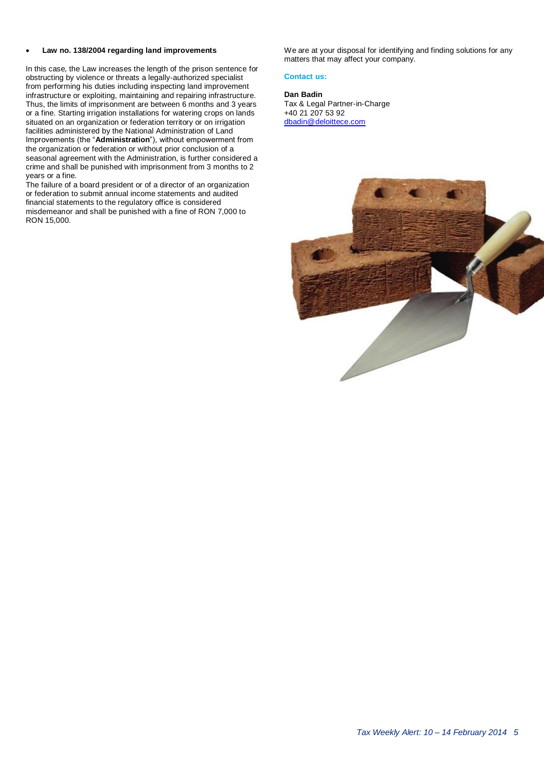- **Law no. 138/2004 regarding land improvements**

In this case, the Law increases the length of the prison sentence for obstructing by violence or threats a legally-authorized specialist from performing his duties including inspecting land improvement infrastructure or exploiting, maintaining and repairing infrastructure. Thus, the limits of imprisonment are between 6 months and 3 years or a fine. Starting irrigation installations for watering crops on lands situated on an organization or federation territory or on irrigation facilities administered by the National Administration of Land Improvements (the "**Administration**"), without empowerment from the organization or federation or without prior conclusion of a seasonal agreement with the Administration, is further considered a crime and shall be punished with imprisonment from 3 months to 2 years or a fine.

The failure of a board president or of a director of an organization or federation to submit annual income statements and audited financial statements to the regulatory office is considered misdemeanor and shall be punished with a fine of RON 7,000 to RON 15,000.

We are at your disposal for identifying and finding solutions for any matters that may affect your company.

**Contact us:**

**Dan Badin**
Tax & Legal Partner-in-Charge
+40 21 207 53 92
dbadin@deloittece.com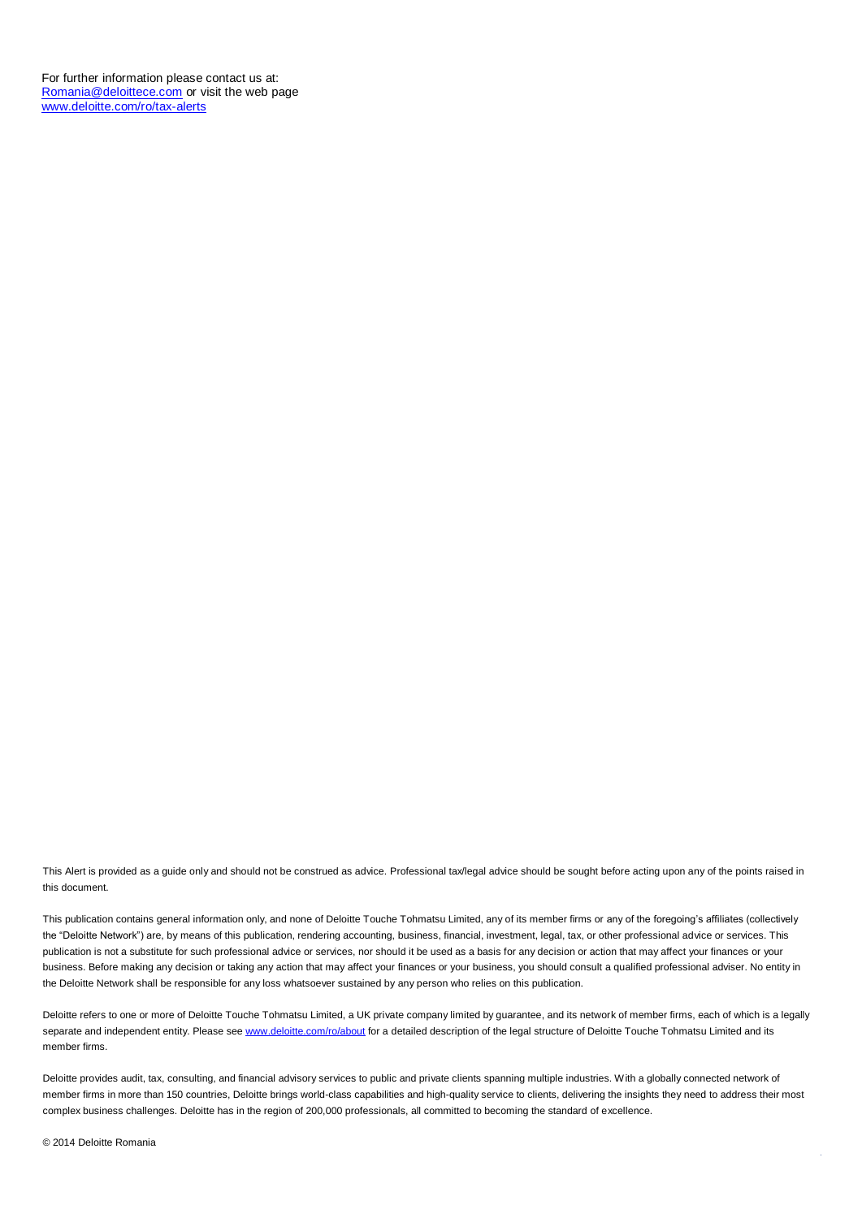For further information please contact us at:
[Romania@deloittece.com](mailto:Romania@deloittece.com) or visit the web page
[www.deloitte.com/ro/tax-alerts](http://www.deloitte.com/ro/tax-alerts)

This Alert is provided as a guide only and should not be construed as advice. Professional tax/legal advice should be sought before acting upon any of the points raised in this document.

This publication contains general information only, and none of Deloitte Touche Tohmatsu Limited, any of its member firms or any of the foregoing's affiliates (collectively the "Deloitte Network") are, by means of this publication, rendering accounting, business, financial, investment, legal, tax, or other professional advice or services. This publication is not a substitute for such professional advice or services, nor should it be used as a basis for any decision or action that may affect your finances or your business. Before making any decision or taking any action that may affect your finances or your business, you should consult a qualified professional adviser. No entity in the Deloitte Network shall be responsible for any loss whatsoever sustained by any person who relies on this publication.

Deloitte refers to one or more of Deloitte Touche Tohmatsu Limited, a UK private company limited by guarantee, and its network of member firms, each of which is a legally separate and independent entity. Please see [www.deloitte.com/ro/about](http://www.deloitte.com/ro/about) for a detailed description of the legal structure of Deloitte Touche Tohmatsu Limited and its member firms.

Deloitte provides audit, tax, consulting, and financial advisory services to public and private clients spanning multiple industries. With a globally connected network of member firms in more than 150 countries, Deloitte brings world-class capabilities and high-quality service to clients, delivering the insights they need to address their most complex business challenges. Deloitte has in the region of 200,000 professionals, all committed to becoming the standard of excellence.

© 2014 Deloitte Romania